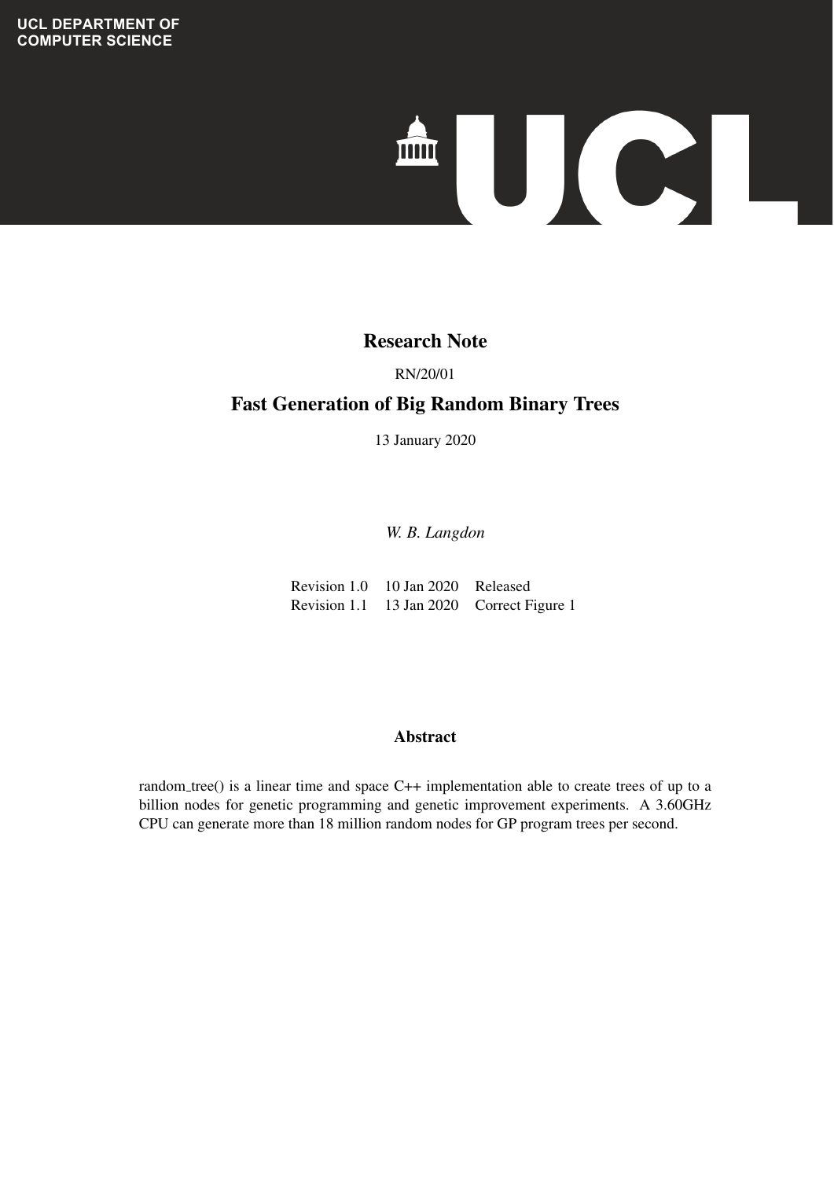UCL DEPARTMENT OF COMPUTER SCIENCE

# Research Note

RN/20/01

## Fast Generation of Big Random Binary Trees

13 January 2020

*W. B. Langdon*

| | | |
|---|---|---|
| Revision 1.0 | 10 Jan 2020 | Released |
| Revision 1.1 | 13 Jan 2020 | Correct Figure 1 |

### Abstract

random_tree() is a linear time and space C++ implementation able to create trees of up to a billion nodes for genetic programming and genetic improvement experiments. A 3.60GHz CPU can generate more than 18 million random nodes for GP program trees per second.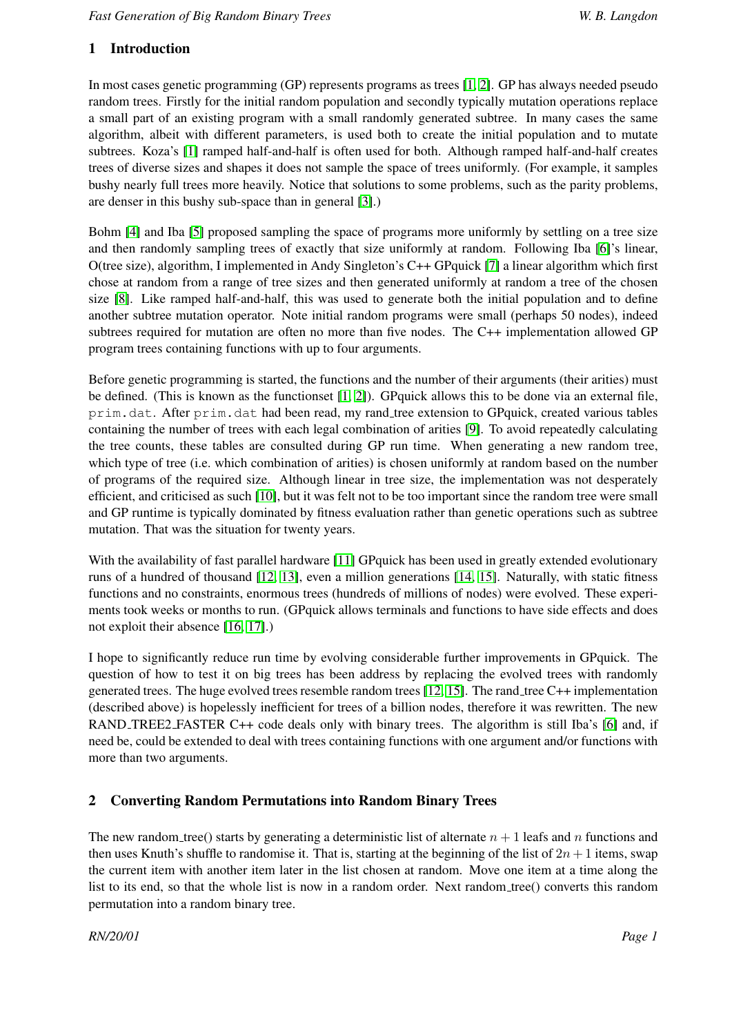## 1 Introduction

In most cases genetic programming (GP) represents programs as trees [1, 2]. GP has always needed pseudo random trees. Firstly for the initial random population and secondly typically mutation operations replace a small part of an existing program with a small randomly generated subtree. In many cases the same algorithm, albeit with different parameters, is used both to create the initial population and to mutate subtrees. Koza's [1] ramped half-and-half is often used for both. Although ramped half-and-half creates trees of diverse sizes and shapes it does not sample the space of trees uniformly. (For example, it samples bushy nearly full trees more heavily. Notice that solutions to some problems, such as the parity problems, are denser in this bushy sub-space than in general [3].)

Bohm [4] and Iba [5] proposed sampling the space of programs more uniformly by settling on a tree size and then randomly sampling trees of exactly that size uniformly at random. Following Iba [6]'s linear, O(tree size), algorithm, I implemented in Andy Singleton's C++ GPquick [7] a linear algorithm which first chose at random from a range of tree sizes and then generated uniformly at random a tree of the chosen size [8]. Like ramped half-and-half, this was used to generate both the initial population and to define another subtree mutation operator. Note initial random programs were small (perhaps 50 nodes), indeed subtrees required for mutation are often no more than five nodes. The C++ implementation allowed GP program trees containing functions with up to four arguments.

Before genetic programming is started, the functions and the number of their arguments (their arities) must be defined. (This is known as the functionset [1, 2]). GPquick allows this to be done via an external file, `prim.dat`. After `prim.dat` had been read, my rand_tree extension to GPquick, created various tables containing the number of trees with each legal combination of arities [9]. To avoid repeatedly calculating the tree counts, these tables are consulted during GP run time. When generating a new random tree, which type of tree (i.e. which combination of arities) is chosen uniformly at random based on the number of programs of the required size. Although linear in tree size, the implementation was not desperately efficient, and criticised as such [10], but it was felt not to be too important since the random tree were small and GP runtime is typically dominated by fitness evaluation rather than genetic operations such as subtree mutation. That was the situation for twenty years.

With the availability of fast parallel hardware [11] GPquick has been used in greatly extended evolutionary runs of a hundred of thousand [12, 13], even a million generations [14, 15]. Naturally, with static fitness functions and no constraints, enormous trees (hundreds of millions of nodes) were evolved. These experiments took weeks or months to run. (GPquick allows terminals and functions to have side effects and does not exploit their absence [16, 17].)

I hope to significantly reduce run time by evolving considerable further improvements in GPquick. The question of how to test it on big trees has been address by replacing the evolved trees with randomly generated trees. The huge evolved trees resemble random trees [12, 15]. The rand_tree C++ implementation (described above) is hopelessly inefficient for trees of a billion nodes, therefore it was rewritten. The new RAND_TREE2_FASTER C++ code deals only with binary trees. The algorithm is still Iba's [6] and, if need be, could be extended to deal with trees containing functions with one argument and/or functions with more than two arguments.

## 2 Converting Random Permutations into Random Binary Trees

The new random_tree() starts by generating a deterministic list of alternate $n+1$ leafs and $n$ functions and then uses Knuth's shuffle to randomise it. That is, starting at the beginning of the list of $2n+1$ items, swap the current item with another item later in the list chosen at random. Move one item at a time along the list to its end, so that the whole list is now in a random order. Next random_tree() converts this random permutation into a random binary tree.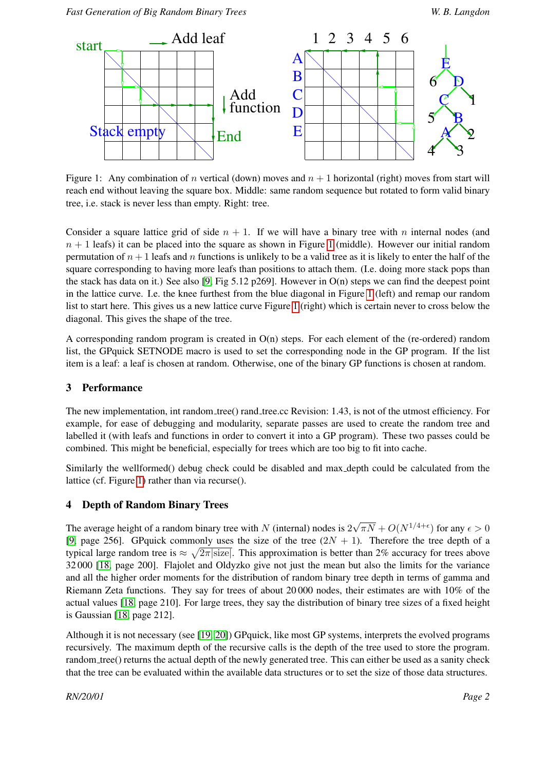Figure 1: Any combination of $n$ vertical (down) moves and $n+1$ horizontal (right) moves from start will reach end without leaving the square box. Middle: same random sequence but rotated to form valid binary tree, i.e. stack is never less than empty. Right: tree.

Consider a square lattice grid of side $n+1$. If we will have a binary tree with $n$ internal nodes (and $n+1$ leafs) it can be placed into the square as shown in Figure 1 (middle). However our initial random permutation of $n+1$ leafs and $n$ functions is unlikely to be a valid tree as it is likely to enter the half of the square corresponding to having more leafs than positions to attach them. (I.e. doing more stack pops than the stack has data on it.) See also [9, Fig 5.12 p269]. However in O(n) steps we can find the deepest point in the lattice curve. I.e. the knee furthest from the blue diagonal in Figure 1 (left) and remap our random list to start here. This gives us a new lattice curve Figure 1 (right) which is certain never to cross below the diagonal. This gives the shape of the tree.

A corresponding random program is created in O(n) steps. For each element of the (re-ordered) random list, the GPquick SETNODE macro is used to set the corresponding node in the GP program. If the list item is a leaf: a leaf is chosen at random. Otherwise, one of the binary GP functions is chosen at random.

## 3 Performance

The new implementation, int random_tree() rand_tree.cc Revision: 1.43, is not of the utmost efficiency. For example, for ease of debugging and modularity, separate passes are used to create the random tree and labelled it (with leafs and functions in order to convert it into a GP program). These two passes could be combined. This might be beneficial, especially for trees which are too big to fit into cache.

Similarly the wellformed() debug check could be disabled and max_depth could be calculated from the lattice (cf. Figure 1) rather than via recurse().

## 4 Depth of Random Binary Trees

The average height of a random binary tree with $N$ (internal) nodes is $2\sqrt{\pi N} + O(N^{1/4+\epsilon})$ for any $\epsilon > 0$ [9, page 256]. GPquick commonly uses the size of the tree $(2N+1)$. Therefore the tree depth of a typical large random tree is $\approx \sqrt{2\pi|\text{size}|}$. This approximation is better than 2% accuracy for trees above 32 000 [18, page 200]. Flajolet and Oldyzko give not just the mean but also the limits for the variance and all the higher order moments for the distribution of random binary tree depth in terms of gamma and Riemann Zeta functions. They say for trees of about 20 000 nodes, their estimates are with 10% of the actual values [18, page 210]. For large trees, they say the distribution of binary tree sizes of a fixed height is Gaussian [18, page 212].

Although it is not necessary (see [19, 20]) GPquick, like most GP systems, interprets the evolved programs recursively. The maximum depth of the recursive calls is the depth of the tree used to store the program. random_tree() returns the actual depth of the newly generated tree. This can either be used as a sanity check that the tree can be evaluated within the available data structures or to set the size of those data structures.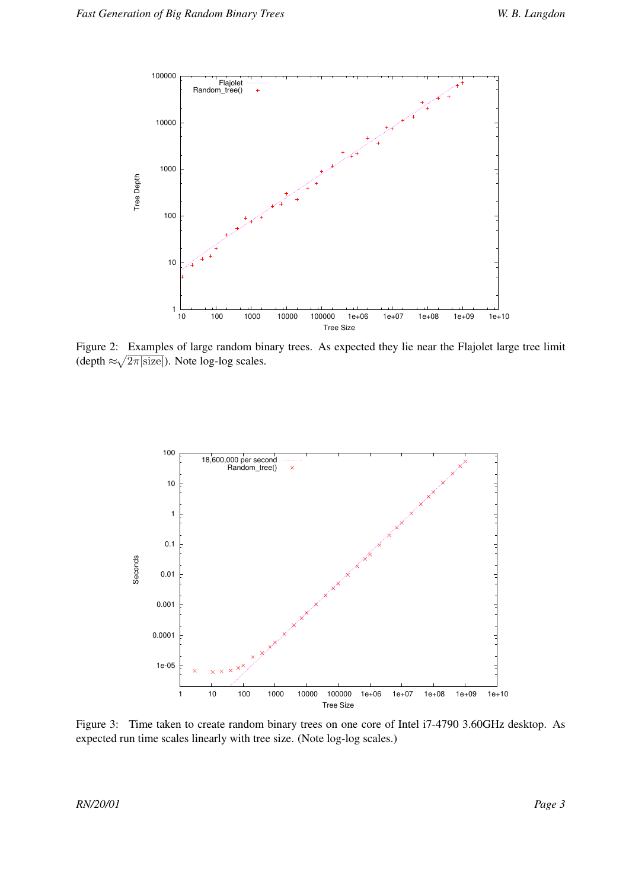Figure 2: Examples of large random binary trees. As expected they lie near the Flajolet large tree limit (depth $\approx\sqrt{2\pi|\text{size}|}$). Note log-log scales.

Figure 3: Time taken to create random binary trees on one core of Intel i7-4790 3.60GHz desktop. As expected run time scales linearly with tree size. (Note log-log scales.)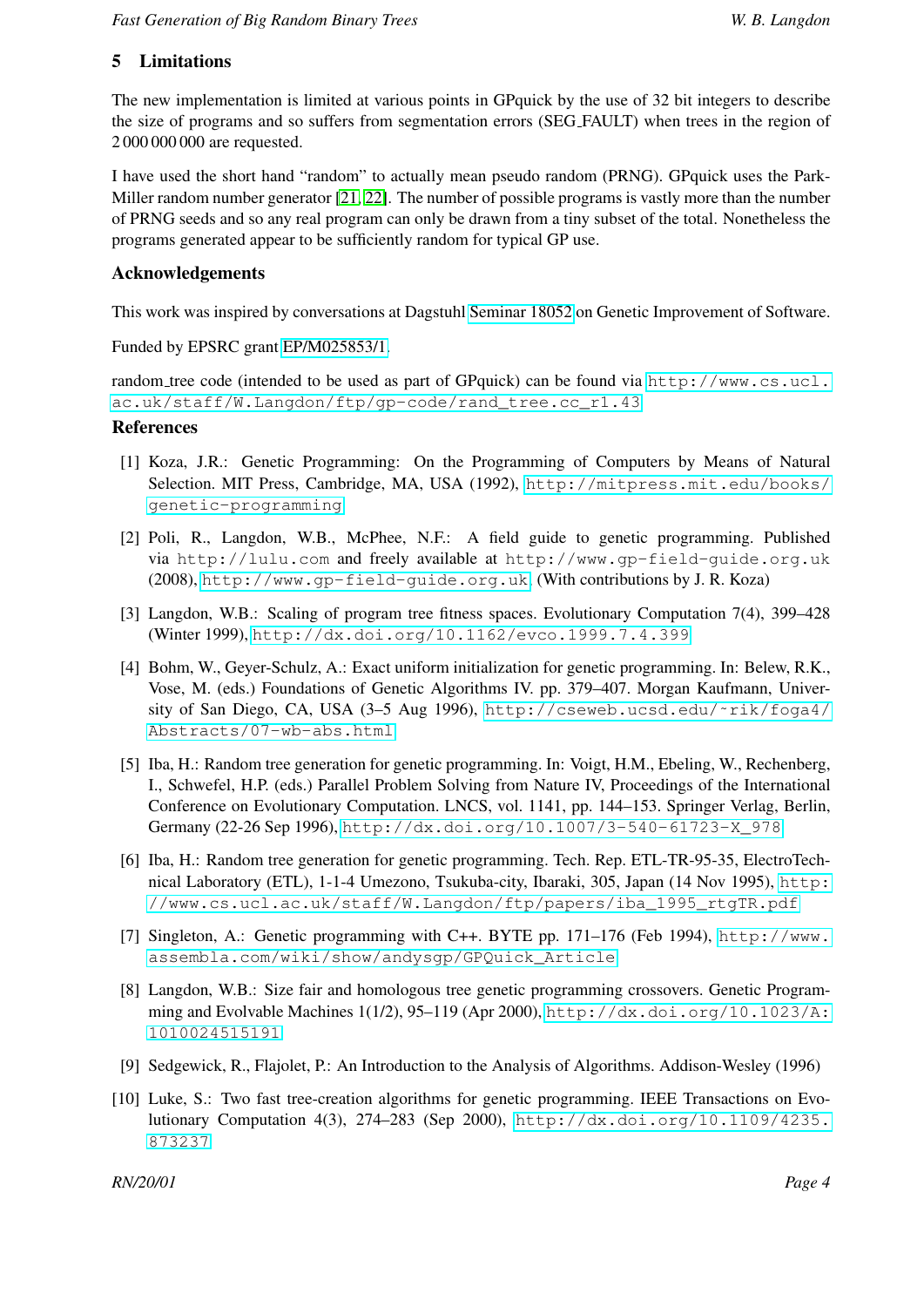## 5 Limitations

The new implementation is limited at various points in GPquick by the use of 32 bit integers to describe the size of programs and so suffers from segmentation errors (SEG_FAULT) when trees in the region of 2 000 000 000 are requested.

I have used the short hand "random" to actually mean pseudo random (PRNG). GPquick uses the Park-Miller random number generator [21, 22]. The number of possible programs is vastly more than the number of PRNG seeds and so any real program can only be drawn from a tiny subset of the total. Nonetheless the programs generated appear to be sufficiently random for typical GP use.

### Acknowledgements

This work was inspired by conversations at Dagstuhl Seminar 18052 on Genetic Improvement of Software.

Funded by EPSRC grant EP/M025853/1.

random_tree code (intended to be used as part of GPquick) can be found via `http://www.cs.ucl.ac.uk/staff/W.Langdon/ftp/gp-code/rand_tree.cc_r1.43`

### References

[1] Koza, J.R.: Genetic Programming: On the Programming of Computers by Means of Natural Selection. MIT Press, Cambridge, MA, USA (1992), `http://mitpress.mit.edu/books/genetic-programming`

[2] Poli, R., Langdon, W.B., McPhee, N.F.: A field guide to genetic programming. Published via `http://lulu.com` and freely available at `http://www.gp-field-guide.org.uk` (2008), `http://www.gp-field-guide.org.uk`, (With contributions by J. R. Koza)

[3] Langdon, W.B.: Scaling of program tree fitness spaces. Evolutionary Computation 7(4), 399–428 (Winter 1999), `http://dx.doi.org/10.1162/evco.1999.7.4.399`

[4] Bohm, W., Geyer-Schulz, A.: Exact uniform initialization for genetic programming. In: Belew, R.K., Vose, M. (eds.) Foundations of Genetic Algorithms IV. pp. 379–407. Morgan Kaufmann, University of San Diego, CA, USA (3–5 Aug 1996), `http://cseweb.ucsd.edu/~rik/foga4/Abstracts/07-wb-abs.html`

[5] Iba, H.: Random tree generation for genetic programming. In: Voigt, H.M., Ebeling, W., Rechenberg, I., Schwefel, H.P. (eds.) Parallel Problem Solving from Nature IV, Proceedings of the International Conference on Evolutionary Computation. LNCS, vol. 1141, pp. 144–153. Springer Verlag, Berlin, Germany (22-26 Sep 1996), `http://dx.doi.org/10.1007/3-540-61723-X_978`

[6] Iba, H.: Random tree generation for genetic programming. Tech. Rep. ETL-TR-95-35, ElectroTechnical Laboratory (ETL), 1-1-4 Umezono, Tsukuba-city, Ibaraki, 305, Japan (14 Nov 1995), `http://www.cs.ucl.ac.uk/staff/W.Langdon/ftp/papers/iba_1995_rtgTR.pdf`

[7] Singleton, A.: Genetic programming with C++. BYTE pp. 171–176 (Feb 1994), `http://www.assembla.com/wiki/show/andysgp/GPQuick_Article`

[8] Langdon, W.B.: Size fair and homologous tree genetic programming crossovers. Genetic Programming and Evolvable Machines 1(1/2), 95–119 (Apr 2000), `http://dx.doi.org/10.1023/A:1010024515191`

[9] Sedgewick, R., Flajolet, P.: An Introduction to the Analysis of Algorithms. Addison-Wesley (1996)

[10] Luke, S.: Two fast tree-creation algorithms for genetic programming. IEEE Transactions on Evolutionary Computation 4(3), 274–283 (Sep 2000), `http://dx.doi.org/10.1109/4235.873237`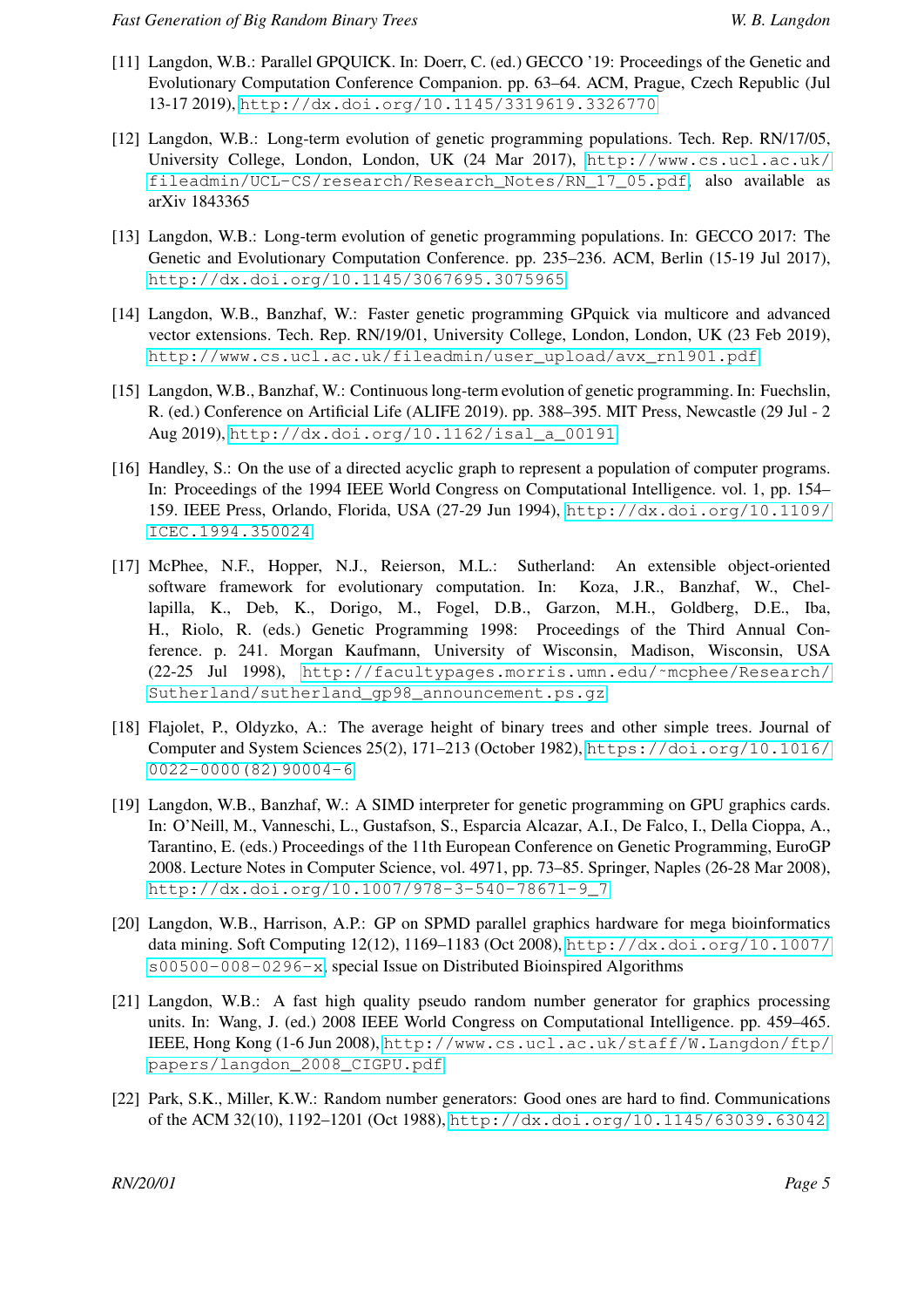[11] Langdon, W.B.: Parallel GPQUICK. In: Doerr, C. (ed.) GECCO '19: Proceedings of the Genetic and Evolutionary Computation Conference Companion. pp. 63–64. ACM, Prague, Czech Republic (Jul 13-17 2019), http://dx.doi.org/10.1145/3319619.3326770

[12] Langdon, W.B.: Long-term evolution of genetic programming populations. Tech. Rep. RN/17/05, University College, London, London, UK (24 Mar 2017), http://www.cs.ucl.ac.uk/fileadmin/UCL-CS/research/Research_Notes/RN_17_05.pdf, also available as arXiv 1843365

[13] Langdon, W.B.: Long-term evolution of genetic programming populations. In: GECCO 2017: The Genetic and Evolutionary Computation Conference. pp. 235–236. ACM, Berlin (15-19 Jul 2017), http://dx.doi.org/10.1145/3067695.3075965

[14] Langdon, W.B., Banzhaf, W.: Faster genetic programming GPquick via multicore and advanced vector extensions. Tech. Rep. RN/19/01, University College, London, London, UK (23 Feb 2019), http://www.cs.ucl.ac.uk/fileadmin/user_upload/avx_rn1901.pdf

[15] Langdon, W.B., Banzhaf, W.: Continuous long-term evolution of genetic programming. In: Fuechslin, R. (ed.) Conference on Artificial Life (ALIFE 2019). pp. 388–395. MIT Press, Newcastle (29 Jul - 2 Aug 2019), http://dx.doi.org/10.1162/isal_a_00191

[16] Handley, S.: On the use of a directed acyclic graph to represent a population of computer programs. In: Proceedings of the 1994 IEEE World Congress on Computational Intelligence. vol. 1, pp. 154–159. IEEE Press, Orlando, Florida, USA (27-29 Jun 1994), http://dx.doi.org/10.1109/ICEC.1994.350024

[17] McPhee, N.F., Hopper, N.J., Reierson, M.L.: Sutherland: An extensible object-oriented software framework for evolutionary computation. In: Koza, J.R., Banzhaf, W., Chellapilla, K., Deb, K., Dorigo, M., Fogel, D.B., Garzon, M.H., Goldberg, D.E., Iba, H., Riolo, R. (eds.) Genetic Programming 1998: Proceedings of the Third Annual Conference. p. 241. Morgan Kaufmann, University of Wisconsin, Madison, Wisconsin, USA (22-25 Jul 1998), http://facultypages.morris.umn.edu/~mcphee/Research/Sutherland/sutherland_gp98_announcement.ps.gz

[18] Flajolet, P., Oldyzko, A.: The average height of binary trees and other simple trees. Journal of Computer and System Sciences 25(2), 171–213 (October 1982), https://doi.org/10.1016/0022-0000(82)90004-6

[19] Langdon, W.B., Banzhaf, W.: A SIMD interpreter for genetic programming on GPU graphics cards. In: O'Neill, M., Vanneschi, L., Gustafson, S., Esparcia Alcazar, A.I., De Falco, I., Della Cioppa, A., Tarantino, E. (eds.) Proceedings of the 11th European Conference on Genetic Programming, EuroGP 2008. Lecture Notes in Computer Science, vol. 4971, pp. 73–85. Springer, Naples (26-28 Mar 2008), http://dx.doi.org/10.1007/978-3-540-78671-9_7

[20] Langdon, W.B., Harrison, A.P.: GP on SPMD parallel graphics hardware for mega bioinformatics data mining. Soft Computing 12(12), 1169–1183 (Oct 2008), http://dx.doi.org/10.1007/s00500-008-0296-x, special Issue on Distributed Bioinspired Algorithms

[21] Langdon, W.B.: A fast high quality pseudo random number generator for graphics processing units. In: Wang, J. (ed.) 2008 IEEE World Congress on Computational Intelligence. pp. 459–465. IEEE, Hong Kong (1-6 Jun 2008), http://www.cs.ucl.ac.uk/staff/W.Langdon/ftp/papers/langdon_2008_CIGPU.pdf

[22] Park, S.K., Miller, K.W.: Random number generators: Good ones are hard to find. Communications of the ACM 32(10), 1192–1201 (Oct 1988), http://dx.doi.org/10.1145/63039.63042